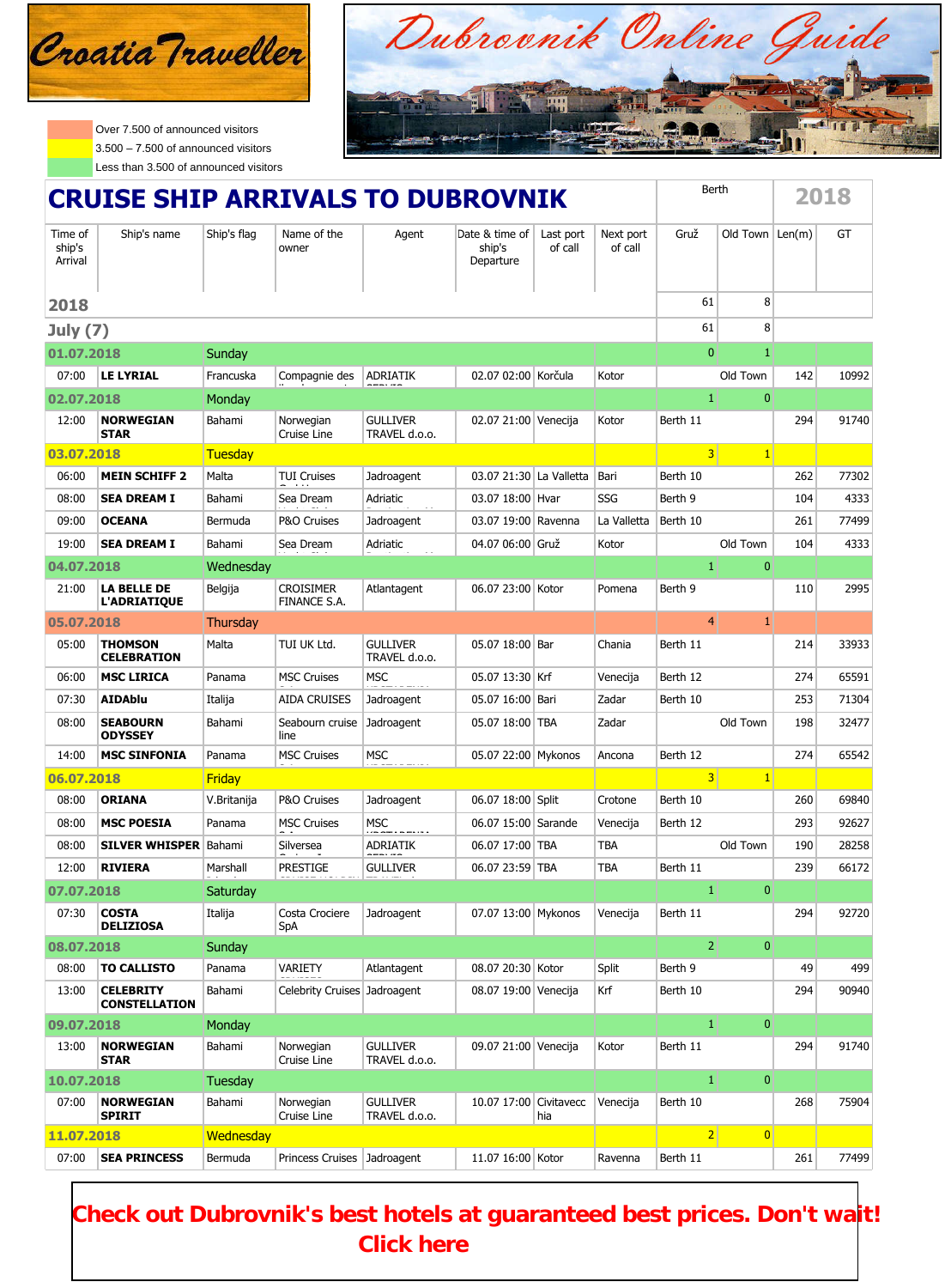Croatia Traveller

Dubrovnik Online Guide

- Over 7.500 of announced visitors
- 3.500 – 7.500 of announced visitors
- Less than 3.500 of announced visitors

# CRUISE SHIP ARRIVALS TO DUBROVNIK

| Time of ship's Arrival | Ship's name | Ship's flag | Name of the owner | Agent | Date & time of ship's Departure | Last port of call | Next port of call | Berth Gruž | Berth Old Town | Len(m) | GT |
|---|---|---|---|---|---|---|---|---|---|---|---|
| **2018** | | | | | | | | 61 | 8 | | |
| **July (7)** | | | | | | | | 61 | 8 | | |
| **01.07.2018** | Sunday | | | | | | | 0 | 1 | | |
| 07:00 | **LE LYRIAL** | Francuska | Compagnie des | ADRIATIK | 02.07 02:00 | Korčula | Kotor | | Old Town | 142 | 10992 |
| **02.07.2018** | Monday | | | | | | | 1 | 0 | | |
| 12:00 | **NORWEGIAN STAR** | Bahami | Norwegian Cruise Line | GULLIVER TRAVEL d.o.o. | 02.07 21:00 | Venecija | Kotor | Berth 11 | | 294 | 91740 |
| **03.07.2018** | Tuesday | | | | | | | 3 | 1 | | |
| 06:00 | **MEIN SCHIFF 2** | Malta | TUI Cruises | Jadroagent | 03.07 21:30 | La Valletta | Bari | Berth 10 | | 262 | 77302 |
| 08:00 | **SEA DREAM I** | Bahami | Sea Dream | Adriatic | 03.07 18:00 | Hvar | SSG | Berth 9 | | 104 | 4333 |
| 09:00 | **OCEANA** | Bermuda | P&O Cruises | Jadroagent | 03.07 19:00 | Ravenna | La Valletta | Berth 10 | | 261 | 77499 |
| 19:00 | **SEA DREAM I** | Bahami | Sea Dream | Adriatic | 04.07 06:00 | Gruž | Kotor | | Old Town | 104 | 4333 |
| **04.07.2018** | Wednesday | | | | | | | 1 | 0 | | |
| 21:00 | **LA BELLE DE L'ADRIATIQUE** | Belgija | CROISIMER FINANCE S.A. | Atlantagent | 06.07 23:00 | Kotor | Pomena | Berth 9 | | 110 | 2995 |
| **05.07.2018** | Thursday | | | | | | | 4 | 1 | | |
| 05:00 | **THOMSON CELEBRATION** | Malta | TUI UK Ltd. | GULLIVER TRAVEL d.o.o. | 05.07 18:00 | Bar | Chania | Berth 11 | | 214 | 33933 |
| 06:00 | **MSC LIRICA** | Panama | MSC Cruises | MSC | 05.07 13:30 | Krf | Venecija | Berth 12 | | 274 | 65591 |
| 07:30 | **AIDAblu** | Italija | AIDA CRUISES | Jadroagent | 05.07 16:00 | Bari | Zadar | Berth 10 | | 253 | 71304 |
| 08:00 | **SEABOURN ODYSSEY** | Bahami | Seabourn cruise line | Jadroagent | 05.07 18:00 | TBA | Zadar | | Old Town | 198 | 32477 |
| 14:00 | **MSC SINFONIA** | Panama | MSC Cruises | MSC | 05.07 22:00 | Mykonos | Ancona | Berth 12 | | 274 | 65542 |
| **06.07.2018** | Friday | | | | | | | 3 | 1 | | |
| 08:00 | **ORIANA** | V.Britanija | P&O Cruises | Jadroagent | 06.07 18:00 | Split | Crotone | Berth 10 | | 260 | 69840 |
| 08:00 | **MSC POESIA** | Panama | MSC Cruises | MSC | 06.07 15:00 | Sarande | Venecija | Berth 12 | | 293 | 92627 |
| 08:00 | **SILVER WHISPER** | Bahami | Silversea | ADRIATIK | 06.07 17:00 | TBA | TBA | | Old Town | 190 | 28258 |
| 12:00 | **RIVIERA** | Marshall | PRESTIGE | GULLIVER | 06.07 23:59 | TBA | TBA | Berth 11 | | 239 | 66172 |
| **07.07.2018** | Saturday | | | | | | | 1 | 0 | | |
| 07:30 | **COSTA DELIZIOSA** | Italija | Costa Crociere SpA | Jadroagent | 07.07 13:00 | Mykonos | Venecija | Berth 11 | | 294 | 92720 |
| **08.07.2018** | Sunday | | | | | | | 2 | 0 | | |
| 08:00 | **TO CALLISTO** | Panama | VARIETY | Atlantagent | 08.07 20:30 | Kotor | Split | Berth 9 | | 49 | 499 |
| 13:00 | **CELEBRITY CONSTELLATION** | Bahami | Celebrity Cruises | Jadroagent | 08.07 19:00 | Venecija | Krf | Berth 10 | | 294 | 90940 |
| **09.07.2018** | Monday | | | | | | | 1 | 0 | | |
| 13:00 | **NORWEGIAN STAR** | Bahami | Norwegian Cruise Line | GULLIVER TRAVEL d.o.o. | 09.07 21:00 | Venecija | Kotor | Berth 11 | | 294 | 91740 |
| **10.07.2018** | Tuesday | | | | | | | 1 | 0 | | |
| 07:00 | **NORWEGIAN SPIRIT** | Bahami | Norwegian Cruise Line | GULLIVER TRAVEL d.o.o. | 10.07 17:00 | Civitavecchia | Venecija | Berth 10 | | 268 | 75904 |
| **11.07.2018** | Wednesday | | | | | | | 2 | 0 | | |
| 07:00 | **SEA PRINCESS** | Bermuda | Princess Cruises | Jadroagent | 11.07 16:00 | Kotor | Ravenna | Berth 11 | | 261 | 77499 |

**Check out Dubrovnik's best hotels at guaranteed best prices. Don't wait! Click here**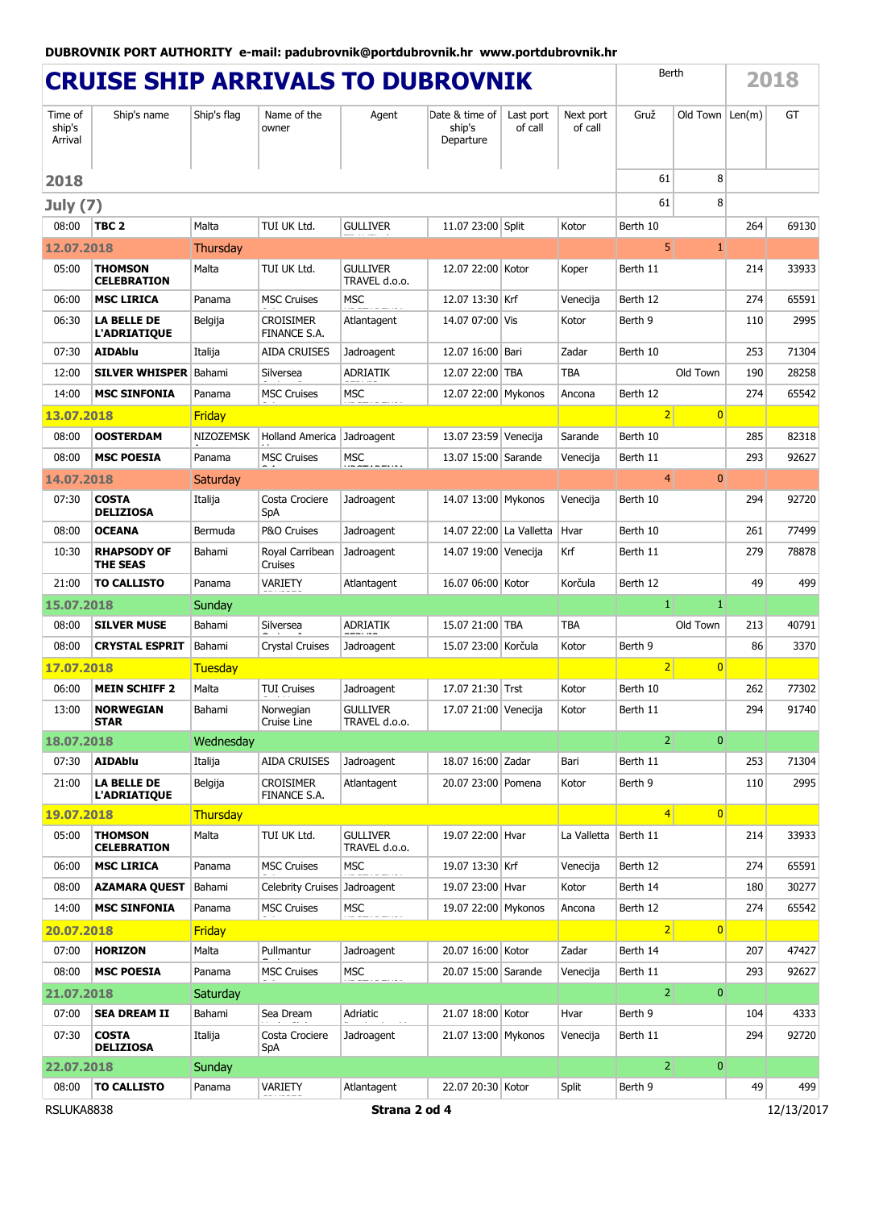**DUBROVNIK PORT AUTHORITY e-mail: padubrovnik@portdubrovnik.hr www.portdubrovnik.hr**

# CRUISE SHIP ARRIVALS TO DUBROVNIK

| Time of ship's Arrival | Ship's name | Ship's flag | Name of the owner | Agent | Date & time of ship's Departure | Last port of call | Next port of call | Berth Gruž | Berth Old Town | Len(m) | GT 2018 |
|---|---|---|---|---|---|---|---|---|---|---|---|
| **2018** | | | | | | | | 61 | 8 | | |
| **July (7)** | | | | | | | | 61 | 8 | | |
| 08:00 | **TBC 2** | Malta | TUI UK Ltd. | GULLIVER | 11.07 23:00 | Split | Kotor | Berth 10 | | 264 | 69130 |
| **12.07.2018** | Thursday | | | | | | | 5 | 1 | | |
| 05:00 | **THOMSON CELEBRATION** | Malta | TUI UK Ltd. | GULLIVER TRAVEL d.o.o. | 12.07 22:00 | Kotor | Koper | Berth 11 | | 214 | 33933 |
| 06:00 | **MSC LIRICA** | Panama | MSC Cruises | MSC | 12.07 13:30 | Krf | Venecija | Berth 12 | | 274 | 65591 |
| 06:30 | **LA BELLE DE L'ADRIATIQUE** | Belgija | CROISIMER FINANCE S.A. | Atlantagent | 14.07 07:00 | Vis | Kotor | Berth 9 | | 110 | 2995 |
| 07:30 | **AIDAblu** | Italija | AIDA CRUISES | Jadroagent | 12.07 16:00 | Bari | Zadar | Berth 10 | | 253 | 71304 |
| 12:00 | **SILVER WHISPER** | Bahami | Silversea | ADRIATIK | 12.07 22:00 | TBA | TBA | | Old Town | 190 | 28258 |
| 14:00 | **MSC SINFONIA** | Panama | MSC Cruises | MSC | 12.07 22:00 | Mykonos | Ancona | Berth 12 | | 274 | 65542 |
| **13.07.2018** | Friday | | | | | | | 2 | 0 | | |
| 08:00 | **OOSTERDAM** | NIZOZEMSK | Holland America | Jadroagent | 13.07 23:59 | Venecija | Sarande | Berth 10 | | 285 | 82318 |
| 08:00 | **MSC POESIA** | Panama | MSC Cruises | MSC | 13.07 15:00 | Sarande | Venecija | Berth 11 | | 293 | 92627 |
| **14.07.2018** | Saturday | | | | | | | 4 | 0 | | |
| 07:30 | **COSTA DELIZIOSA** | Italija | Costa Crociere SpA | Jadroagent | 14.07 13:00 | Mykonos | Venecija | Berth 10 | | 294 | 92720 |
| 08:00 | **OCEANA** | Bermuda | P&O Cruises | Jadroagent | 14.07 22:00 | La Valletta | Hvar | Berth 10 | | 261 | 77499 |
| 10:30 | **RHAPSODY OF THE SEAS** | Bahami | Royal Carribean Cruises | Jadroagent | 14.07 19:00 | Venecija | Krf | Berth 11 | | 279 | 78878 |
| 21:00 | **TO CALLISTO** | Panama | VARIETY | Atlantagent | 16.07 06:00 | Kotor | Korčula | Berth 12 | | 49 | 499 |
| **15.07.2018** | Sunday | | | | | | | 1 | 1 | | |
| 08:00 | **SILVER MUSE** | Bahami | Silversea | ADRIATIK | 15.07 21:00 | TBA | TBA | | Old Town | 213 | 40791 |
| 08:00 | **CRYSTAL ESPRIT** | Bahami | Crystal Cruises | Jadroagent | 15.07 23:00 | Korčula | Kotor | Berth 9 | | 86 | 3370 |
| **17.07.2018** | Tuesday | | | | | | | 2 | 0 | | |
| 06:00 | **MEIN SCHIFF 2** | Malta | TUI Cruises | Jadroagent | 17.07 21:30 | Trst | Kotor | Berth 10 | | 262 | 77302 |
| 13:00 | **NORWEGIAN STAR** | Bahami | Norwegian Cruise Line | GULLIVER TRAVEL d.o.o. | 17.07 21:00 | Venecija | Kotor | Berth 11 | | 294 | 91740 |
| **18.07.2018** | Wednesday | | | | | | | 2 | 0 | | |
| 07:30 | **AIDAblu** | Italija | AIDA CRUISES | Jadroagent | 18.07 16:00 | Zadar | Bari | Berth 11 | | 253 | 71304 |
| 21:00 | **LA BELLE DE L'ADRIATIQUE** | Belgija | CROISIMER FINANCE S.A. | Atlantagent | 20.07 23:00 | Pomena | Kotor | Berth 9 | | 110 | 2995 |
| **19.07.2018** | Thursday | | | | | | | 4 | 0 | | |
| 05:00 | **THOMSON CELEBRATION** | Malta | TUI UK Ltd. | GULLIVER TRAVEL d.o.o. | 19.07 22:00 | Hvar | La Valletta | Berth 11 | | 214 | 33933 |
| 06:00 | **MSC LIRICA** | Panama | MSC Cruises | MSC | 19.07 13:30 | Krf | Venecija | Berth 12 | | 274 | 65591 |
| 08:00 | **AZAMARA QUEST** | Bahami | Celebrity Cruises | Jadroagent | 19.07 23:00 | Hvar | Kotor | Berth 14 | | 180 | 30277 |
| 14:00 | **MSC SINFONIA** | Panama | MSC Cruises | MSC | 19.07 22:00 | Mykonos | Ancona | Berth 12 | | 274 | 65542 |
| **20.07.2018** | Friday | | | | | | | 2 | 0 | | |
| 07:00 | **HORIZON** | Malta | Pullmantur | Jadroagent | 20.07 16:00 | Kotor | Zadar | Berth 14 | | 207 | 47427 |
| 08:00 | **MSC POESIA** | Panama | MSC Cruises | MSC | 20.07 15:00 | Sarande | Venecija | Berth 11 | | 293 | 92627 |
| **21.07.2018** | Saturday | | | | | | | 2 | 0 | | |
| 07:00 | **SEA DREAM II** | Bahami | Sea Dream | Adriatic | 21.07 18:00 | Kotor | Hvar | Berth 9 | | 104 | 4333 |
| 07:30 | **COSTA DELIZIOSA** | Italija | Costa Crociere SpA | Jadroagent | 21.07 13:00 | Mykonos | Venecija | Berth 11 | | 294 | 92720 |
| **22.07.2018** | Sunday | | | | | | | 2 | 0 | | |
| 08:00 | **TO CALLISTO** | Panama | VARIETY | Atlantagent | 22.07 20:30 | Kotor | Split | Berth 9 | | 49 | 499 |

RSLUKA8838 — 12/13/2017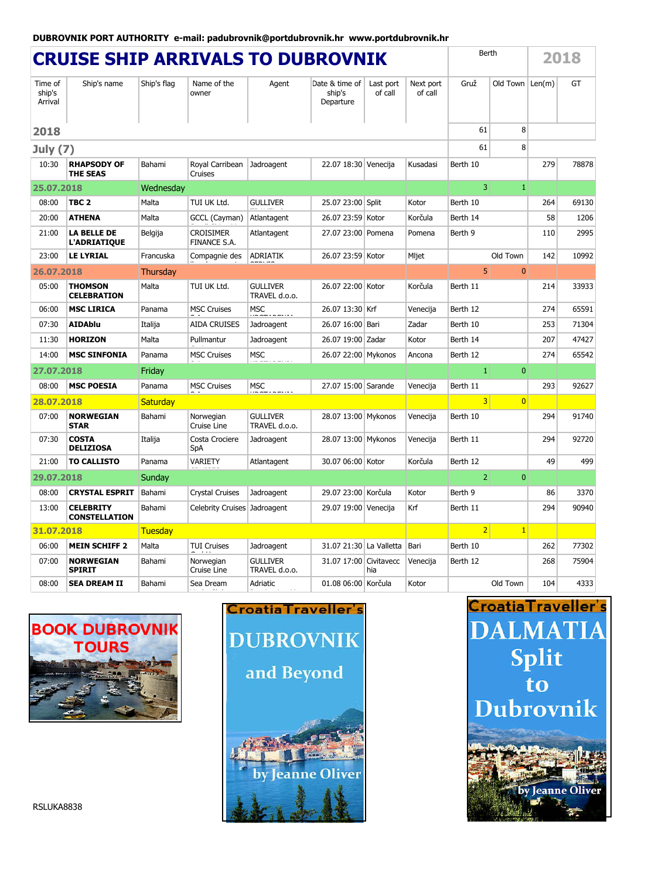**DUBROVNIK PORT AUTHORITY e-mail: padubrovnik@portdubrovnik.hr www.portdubrovnik.hr**

# CRUISE SHIP ARRIVALS TO DUBROVNIK

| Time of ship's Arrival | Ship's name | Ship's flag | Name of the owner | Agent | Date & time of ship's Departure | Last port of call | Next port of call | Berth Gruž | Old Town | Len(m) | GT |
|---|---|---|---|---|---|---|---|---|---|---|---|
| **2018** | | | | | | | | 61 | 8 | | |
| **July (7)** | | | | | | | | 61 | 8 | | |
| 10:30 | **RHAPSODY OF THE SEAS** | Bahami | Royal Carribean Cruises | Jadroagent | 22.07 18:30 | Venecija | Kusadasi | Berth 10 | | 279 | 78878 |
| **25.07.2018** | Wednesday | | | | | | | 3 | 1 | | |
| 08:00 | **TBC 2** | Malta | TUI UK Ltd. | GULLIVER | 25.07 23:00 | Split | Kotor | Berth 10 | | 264 | 69130 |
| 20:00 | **ATHENA** | Malta | GCCL (Cayman) | Atlantagent | 26.07 23:59 | Kotor | Korčula | Berth 14 | | 58 | 1206 |
| 21:00 | **LA BELLE DE L'ADRIATIQUE** | Belgija | CROISIMER FINANCE S.A. | Atlantagent | 27.07 23:00 | Pomena | Pomena | Berth 9 | | 110 | 2995 |
| 23:00 | **LE LYRIAL** | Francuska | Compagnie des | ADRIATIK | 26.07 23:59 | Kotor | Mljet | | Old Town | 142 | 10992 |
| **26.07.2018** | Thursday | | | | | | | 5 | 0 | | |
| 05:00 | **THOMSON CELEBRATION** | Malta | TUI UK Ltd. | GULLIVER TRAVEL d.o.o. | 26.07 22:00 | Kotor | Korčula | Berth 11 | | 214 | 33933 |
| 06:00 | **MSC LIRICA** | Panama | MSC Cruises | MSC | 26.07 13:30 | Krf | Venecija | Berth 12 | | 274 | 65591 |
| 07:30 | **AIDAblu** | Italija | AIDA CRUISES | Jadroagent | 26.07 16:00 | Bari | Zadar | Berth 10 | | 253 | 71304 |
| 11:30 | **HORIZON** | Malta | Pullmantur | Jadroagent | 26.07 19:00 | Zadar | Kotor | Berth 14 | | 207 | 47427 |
| 14:00 | **MSC SINFONIA** | Panama | MSC Cruises | MSC | 26.07 22:00 | Mykonos | Ancona | Berth 12 | | 274 | 65542 |
| **27.07.2018** | Friday | | | | | | | 1 | 0 | | |
| 08:00 | **MSC POESIA** | Panama | MSC Cruises | MSC | 27.07 15:00 | Sarande | Venecija | Berth 11 | | 293 | 92627 |
| **28.07.2018** | Saturday | | | | | | | 3 | 0 | | |
| 07:00 | **NORWEGIAN STAR** | Bahami | Norwegian Cruise Line | GULLIVER TRAVEL d.o.o. | 28.07 13:00 | Mykonos | Venecija | Berth 10 | | 294 | 91740 |
| 07:30 | **COSTA DELIZIOSA** | Italija | Costa Crociere SpA | Jadroagent | 28.07 13:00 | Mykonos | Venecija | Berth 11 | | 294 | 92720 |
| 21:00 | **TO CALLISTO** | Panama | VARIETY | Atlantagent | 30.07 06:00 | Kotor | Korčula | Berth 12 | | 49 | 499 |
| **29.07.2018** | Sunday | | | | | | | 2 | 0 | | |
| 08:00 | **CRYSTAL ESPRIT** | Bahami | Crystal Cruises | Jadroagent | 29.07 23:00 | Korčula | Kotor | Berth 9 | | 86 | 3370 |
| 13:00 | **CELEBRITY CONSTELLATION** | Bahami | Celebrity Cruises | Jadroagent | 29.07 19:00 | Venecija | Krf | Berth 11 | | 294 | 90940 |
| **31.07.2018** | Tuesday | | | | | | | 2 | 1 | | |
| 06:00 | **MEIN SCHIFF 2** | Malta | TUI Cruises | Jadroagent | 31.07 21:30 | La Valletta | Bari | Berth 10 | | 262 | 77302 |
| 07:00 | **NORWEGIAN SPIRIT** | Bahami | Norwegian Cruise Line | GULLIVER TRAVEL d.o.o. | 31.07 17:00 | Civitavecchia | Venecija | Berth 12 | | 268 | 75904 |
| 08:00 | **SEA DREAM II** | Bahami | Sea Dream | Adriatic | 01.08 06:00 | Korčula | Kotor | | Old Town | 104 | 4333 |

BOOK DUBROVNIK TOURS

CroatiaTraveller's DUBROVNIK and Beyond by Jeanne Oliver

CroatiaTraveller's DALMATIA Split to Dubrovnik by Jeanne Oliver

RSLUKA8838